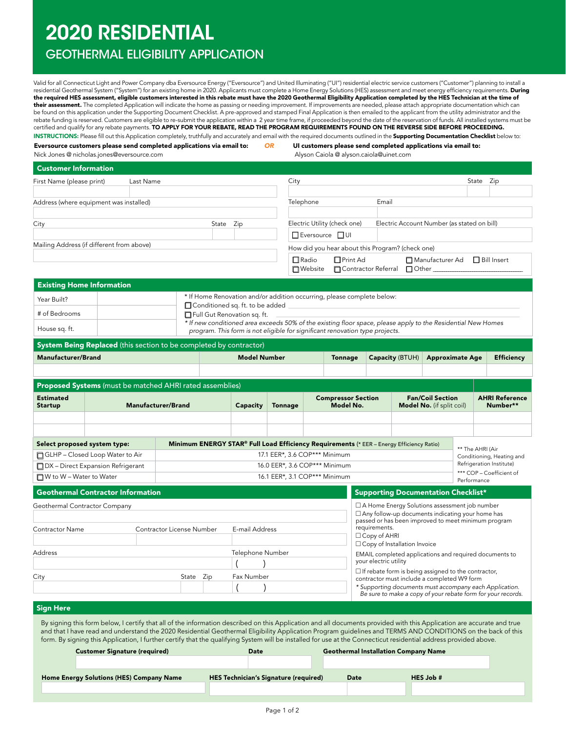# 2020 RESIDENTIAL

## GEOTHERMAL ELIGIBILITY APPLICATION

Valid for all Connecticut Light and Power Company dba Eversource Energy ("Eversource") and United Illuminating ("UI") residential electric service customers ("Customer") planning to install a residential Geothermal System ("System") for an existing home in 2020. Applicants must complete a Home Energy Solutions (HES) assessment and meet energy efficiency requirements. **During the required HES assessment, eligible customers interested in this rebate must have the 2020 Geothermal Eligibility Application completed by the HES Technician at the time of their assessment.** The completed Application will indicate the home as passing or needing improvement. If improvements are needed, please attach appropriate documentation which can be found on this application under the Supporting Document Checklist. A pre-approved and stamped Final Application is then emailed to the applicant from the utility administrator and the rebate funding is reserved. Customers are eligible to re-submit the application within a 2 year time frame, if proceeded beyond the date of the reservation of funds. All installed systems must be certified and qualify for any rebate payments. **TO APPLY FOR YOUR REBATE, READ THE PROGRAM REQUIREMENTS FOUND ON THE REVERSE SIDE BEFORE PROCEEDING.**

**INSTRUCTIONS:** Please fill out this Application completely, truthfully and accurately and email with the required documents outlined in the **Supporting Documentation Checklist** below to:

**Eversource customers please send completed applications via email to:**
Nick Jones @ nicholas.jones@eversource.com

*OR*

**UI customers please send completed applications via email to:**
Alyson Caiola @ alyson.caiola@uinet.com

## Customer Information

| First Name (please print) | Last Name | | |
|---|---|---|---|
| | | | |
| Address (where equipment was installed) | | | |
| | | | |
| City | | State | Zip |
| | | | |
| Mailing Address (if different from above) | | | |
| | | | |

| City | | State | Zip |
|---|---|---|---|
| | | | |
| Telephone | Email | | |
| | | | |
| Electric Utility (check one) | Electric Account Number (as stated on bill) | | |
| ☐ Eversource ☐ UI | | | |

How did you hear about this Program? (check one)

☐ Radio ☐ Print Ad ☐ Manufacturer Ad ☐ Bill Insert
☐ Website ☐ Contractor Referral ☐ Other ______________________

## Existing Home Information

| | | |
|---|---|---|
| Year Built? | | * If Home Renovation and/or addition occurring, please complete below: ☐ Conditioned sq. ft. to be added ______ |
| # of Bedrooms | | ☐ Full Gut Renovation sq. ft. ______ |
| House sq. ft. | | *\* If new conditioned area exceeds 50% of the existing floor space, please apply to the Residential New Homes program. This form is not eligible for significant renovation type projects.* |

## System Being Replaced (this section to be completed by contractor)

| Manufacturer/Brand | Model Number | Tonnage | Capacity (BTUH) | Approximate Age | Efficiency |
|---|---|---|---|---|---|
| | | | | | |

## Proposed Systems (must be matched AHRI rated assemblies)

| Estimated Startup | Manufacturer/Brand | Capacity | Tonnage | Compressor Section Model No. | Fan/Coil Section Model No. (if split coil) | AHRI Reference Number** |
|---|---|---|---|---|---|---|
| | | | | | | |
| | | | | | | |

| Select proposed system type: | Minimum ENERGY STAR® Full Load Efficiency Requirements (* EER – Energy Efficiency Ratio) |
|---|---|
| ☐ GLHP – Closed Loop Water to Air | 17.1 EER*, 3.6 COP*** Minimum |
| ☐ DX – Direct Expansion Refrigerant | 16.0 EER*, 3.6 COP*** Minimum |
| ☐ W to W – Water to Water | 16.1 EER*, 3.1 COP*** Minimum |

** The AHRI (Air Conditioning, Heating and Refrigeration Institute)
*** COP – Coefficient of Performance

## Geothermal Contractor Information

| Geothermal Contractor Company | | | | |
|---|---|---|---|---|
| | | | | |
| Contractor Name | Contractor License Number | | E-mail Address | |
| | | | | |
| Address | | | Telephone Number | |
| | | | ( ) | |
| City | State | Zip | Fax Number | |
| | | | ( ) | |

## Supporting Documentation Checklist*

- ☐ A Home Energy Solutions assessment job number
- ☐ Any follow-up documents indicating your home has passed or has been improved to meet minimum program requirements.
- ☐ Copy of AHRI
- ☐ Copy of Installation Invoice

EMAIL completed applications and required documents to your electric utility

- ☐ If rebate form is being assigned to the contractor, contractor must include a completed W9 form

*\* Supporting documents must accompany each Application. Be sure to make a copy of your rebate form for your records.*

## Sign Here

By signing this form below, I certify that all of the information described on this Application and all documents provided with this Application are accurate and true and that I have read and understand the 2020 Residential Geothermal Eligibility Application Program guidelines and TERMS AND CONDITIONS on the back of this form. By signing this Application, I further certify that the qualifying System will be installed for use at the Connecticut residential address provided above.

| Customer Signature (required) | Date | Geothermal Installation Company Name |
|---|---|---|
| | | |

| Home Energy Solutions (HES) Company Name | HES Technician's Signature (required) | Date | HES Job # |
|---|---|---|---|
| | | | |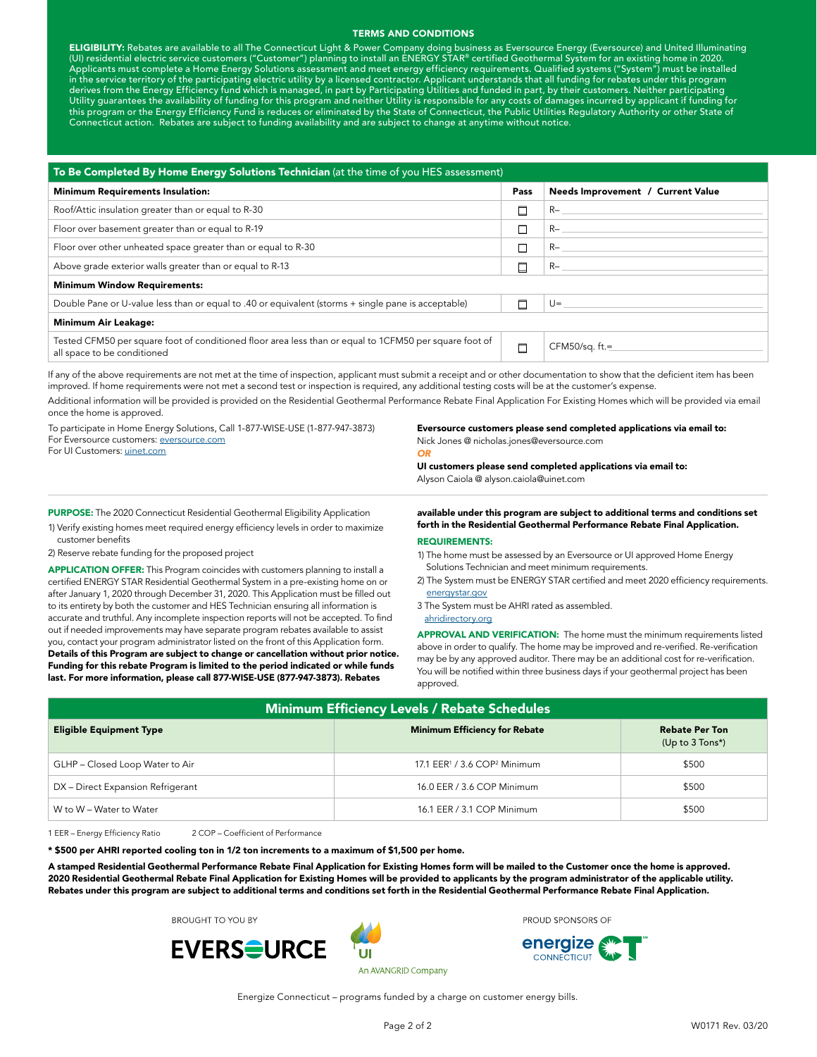## TERMS AND CONDITIONS

**ELIGIBILITY:** Rebates are available to all The Connecticut Light & Power Company doing business as Eversource Energy (Eversource) and United Illuminating (UI) residential electric service customers ("Customer") planning to install an ENERGY STAR® certified Geothermal System for an existing home in 2020. Applicants must complete a Home Energy Solutions assessment and meet energy efficiency requirements. Qualified systems ("System") must be installed in the service territory of the participating electric utility by a licensed contractor. Applicant understands that all funding for rebates under this program derives from the Energy Efficiency fund which is managed, in part by Participating Utilities and funded in part, by their customers. Neither participating Utility guarantees the availability of funding for this program and neither Utility is responsible for any costs of damages incurred by applicant if funding for this program or the Energy Efficiency Fund is reduces or eliminated by the State of Connecticut, the Public Utilities Regulatory Authority or other State of Connecticut action. Rebates are subject to funding availability and are subject to change at anytime without notice.

| **To Be Completed By Home Energy Solutions Technician** (at the time of you HES assessment) | | |
|---|---|---|
| **Minimum Requirements Insulation:** | **Pass** | **Needs Improvement / Current Value** |
| Roof/Attic insulation greater than or equal to R-30 | ☐ | R–\_\_\_\_\_\_\_\_ |
| Floor over basement greater than or equal to R-19 | ☐ | R–\_\_\_\_\_\_\_\_ |
| Floor over other unheated space greater than or equal to R-30 | ☐ | R–\_\_\_\_\_\_\_\_ |
| Above grade exterior walls greater than or equal to R-13 | ☐ | R–\_\_\_\_\_\_\_\_ |
| **Minimum Window Requirements:** | | |
| Double Pane or U-value less than or equal to .40 or equivalent (storms + single pane is acceptable) | ☐ | U=\_\_\_\_\_\_\_\_ |
| **Minimum Air Leakage:** | | |
| Tested CFM50 per square foot of conditioned floor area less than or equal to 1CFM50 per square foot of all space to be conditioned | ☐ | CFM50/sq. ft.=\_\_\_\_\_\_\_\_ |

If any of the above requirements are not met at the time of inspection, applicant must submit a receipt and or other documentation to show that the deficient item has been improved. If home requirements were not met a second test or inspection is required, any additional testing costs will be at the customer's expense.

Additional information will be provided is provided on the Residential Geothermal Performance Rebate Final Application For Existing Homes which will be provided via email once the home is approved.

To participate in Home Energy Solutions, Call 1-877-WISE-USE (1-877-947-3873)
For Eversource customers: eversource.com
For UI Customers: uinet.com

**Eversource customers please send completed applications via email to:**
Nick Jones @ nicholas.jones@eversource.com

**OR**

**UI customers please send completed applications via email to:**
Alyson Caiola @ alyson.caiola@uinet.com

**PURPOSE:** The 2020 Connecticut Residential Geothermal Eligibility Application

1) Verify existing homes meet required energy efficiency levels in order to maximize customer benefits
2) Reserve rebate funding for the proposed project

**APPLICATION OFFER:** This Program coincides with customers planning to install a certified ENERGY STAR Residential Geothermal System in a pre-existing home on or after January 1, 2020 through December 31, 2020. This Application must be filled out to its entirety by both the customer and HES Technician ensuring all information is accurate and truthful. Any incomplete inspection reports will not be accepted. To find out if needed improvements may have separate program rebates available to assist you, contact your program administrator listed on the front of this Application form. **Details of this Program are subject to change or cancellation without prior notice. Funding for this rebate Program is limited to the period indicated or while funds last. For more information, please call 877-WISE-USE (877-947-3873). Rebates available under this program are subject to additional terms and conditions set forth in the Residential Geothermal Performance Rebate Final Application.**

**REQUIREMENTS:**

1) The home must be assessed by an Eversource or UI approved Home Energy Solutions Technician and meet minimum requirements.
2) The System must be ENERGY STAR certified and meet 2020 efficiency requirements. energystar.gov
3 The System must be AHRI rated as assembled. ahridirectory.org

**APPROVAL AND VERIFICATION:** The home must the minimum requirements listed above in order to qualify. The home may be improved and re-verified. Re-verification may be by any approved auditor. There may be an additional cost for re-verification. You will be notified within three business days if your geothermal project has been approved.

### Minimum Efficiency Levels / Rebate Schedules

| Eligible Equipment Type | Minimum Efficiency for Rebate | Rebate Per Ton (Up to 3 Tons*) |
|---|---|---|
| GLHP – Closed Loop Water to Air | 17.1 EER[1] / 3.6 COP[2] Minimum | $500 |
| DX – Direct Expansion Refrigerant | 16.0 EER / 3.6 COP Minimum | $500 |
| W to W – Water to Water | 16.1 EER / 3.1 COP Minimum | $500 |

1 EER – Energy Efficiency Ratio  2 COP – Coefficient of Performance

**\* $500 per AHRI reported cooling ton in 1/2 ton increments to a maximum of $1,500 per home.**

**A stamped Residential Geothermal Performance Rebate Final Application for Existing Homes form will be mailed to the Customer once the home is approved. 2020 Residential Geothermal Rebate Final Application for Existing Homes will be provided to applicants by the program administrator of the applicable utility. Rebates under this program are subject to additional terms and conditions set forth in the Residential Geothermal Performance Rebate Final Application.**

BROUGHT TO YOU BY

EVERSOURCE

UI
An AVANGRID Company

PROUD SPONSORS OF

energize CONNECTICUT

Energize Connecticut – programs funded by a charge on customer energy bills.

W0171 Rev. 03/20